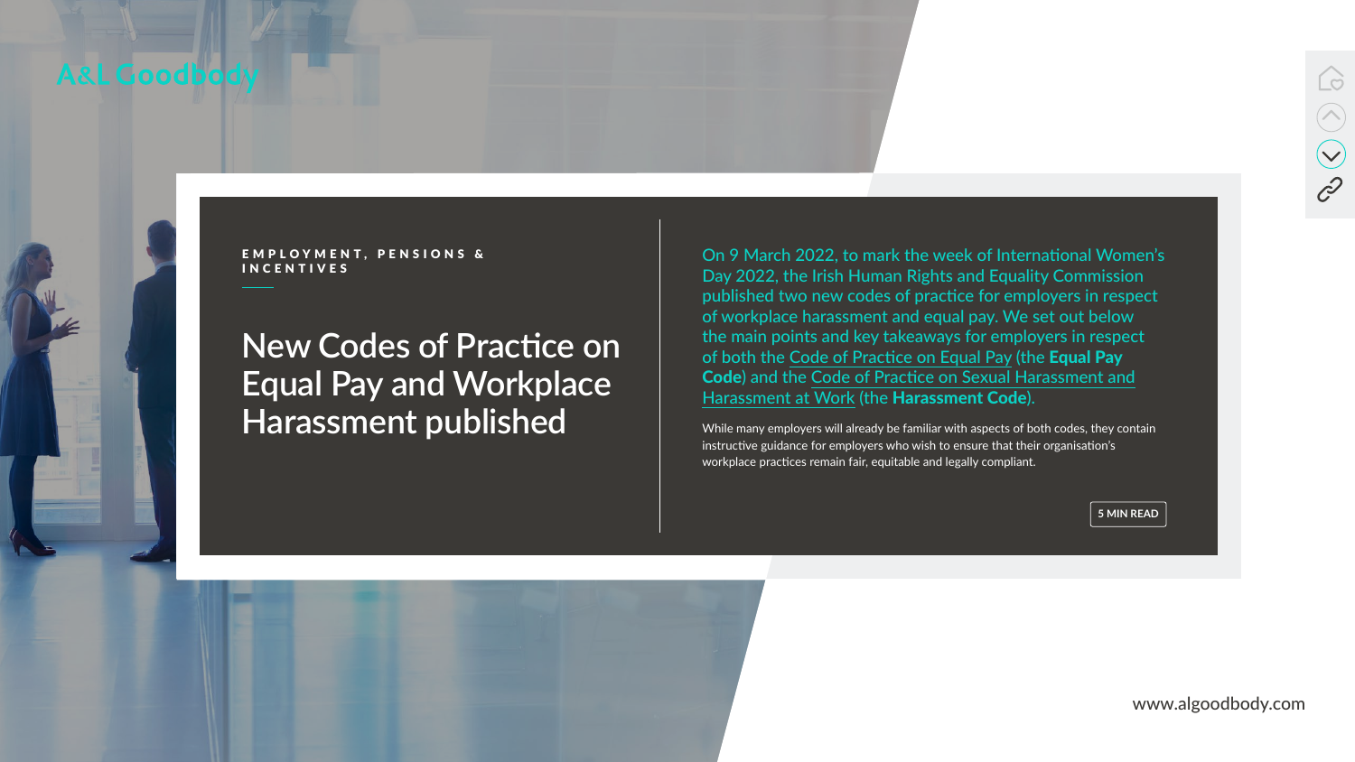A&L Goodbody

EMPLOYMENT, PENSIONS & INCENTIVES

# New Codes of Practice on Equal Pay and Workplace Harassment published

On 9 March 2022, to mark the week of International Women's Day 2022, the Irish Human Rights and Equality Commission published two new codes of practice for employers in respect of workplace harassment and equal pay. We set out below the main points and key takeaways for employers in respect of both the Code of Practice on Equal Pay (the **Equal Pay Code**) and the Code of Practice on Sexual Harassment and Harassment at Work (the **Harassment Code**).

While many employers will already be familiar with aspects of both codes, they contain instructive guidance for employers who wish to ensure that their organisation's workplace practices remain fair, equitable and legally compliant.

5 MIN READ

www.algoodbody.com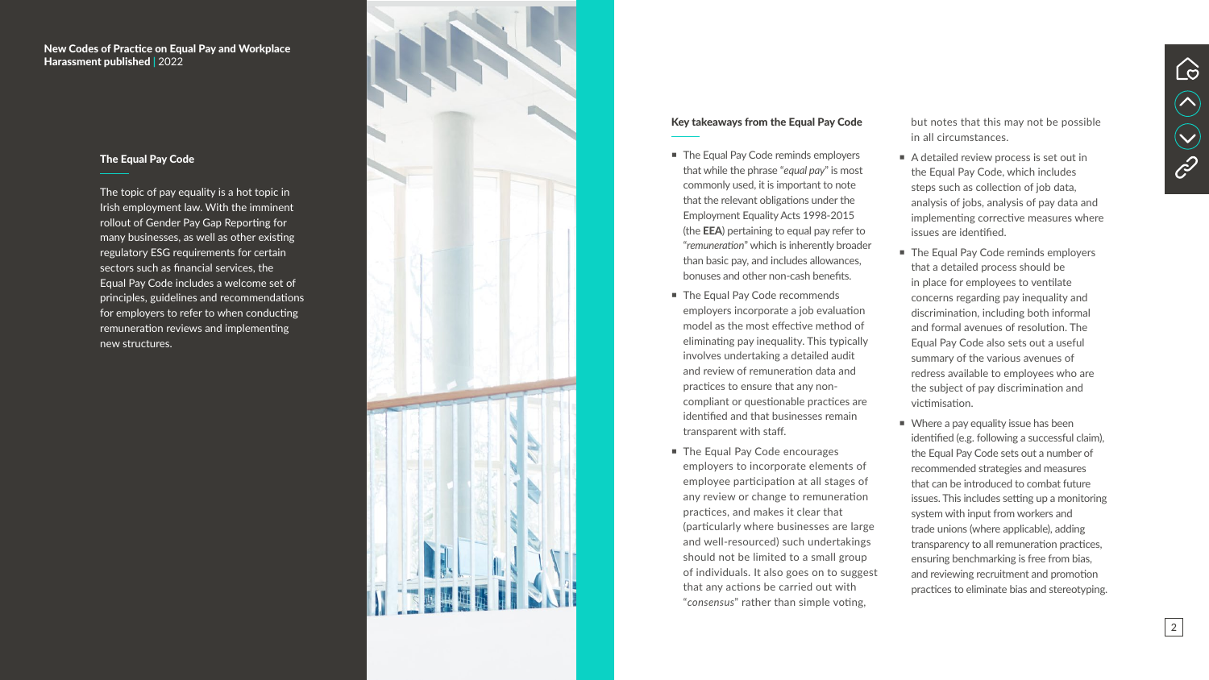## The Equal Pay Code

The topic of pay equality is a hot topic in Irish employment law. With the imminent rollout of Gender Pay Gap Reporting for many businesses, as well as other existing regulatory ESG requirements for certain sectors such as financial services, the Equal Pay Code includes a welcome set of principles, guidelines and recommendations for employers to refer to when conducting remuneration reviews and implementing new structures.

### Key takeaways from the Equal Pay Code

- The Equal Pay Code reminds employers that while the phrase "*equal pay*" is most commonly used, it is important to note that the relevant obligations under the Employment Equality Acts 1998-2015 (the **EEA**) pertaining to equal pay refer to "*remuneration*" which is inherently broader than basic pay, and includes allowances, bonuses and other non-cash benefits.
- The Equal Pay Code recommends employers incorporate a job evaluation model as the most effective method of eliminating pay inequality. This typically involves undertaking a detailed audit and review of remuneration data and practices to ensure that any non-compliant or questionable practices are identified and that businesses remain transparent with staff.
- The Equal Pay Code encourages employers to incorporate elements of employee participation at all stages of any review or change to remuneration practices, and makes it clear that (particularly where businesses are large and well-resourced) such undertakings should not be limited to a small group of individuals. It also goes on to suggest that any actions be carried out with "*consensus*" rather than simple voting, but notes that this may not be possible in all circumstances.
- A detailed review process is set out in the Equal Pay Code, which includes steps such as collection of job data, analysis of jobs, analysis of pay data and implementing corrective measures where issues are identified.
- The Equal Pay Code reminds employers that a detailed process should be in place for employees to ventilate concerns regarding pay inequality and discrimination, including both informal and formal avenues of resolution. The Equal Pay Code also sets out a useful summary of the various avenues of redress available to employees who are the subject of pay discrimination and victimisation.
- Where a pay equality issue has been identified (e.g. following a successful claim), the Equal Pay Code sets out a number of recommended strategies and measures that can be introduced to combat future issues. This includes setting up a monitoring system with input from workers and trade unions (where applicable), adding transparency to all remuneration practices, ensuring benchmarking is free from bias, and reviewing recruitment and promotion practices to eliminate bias and stereotyping.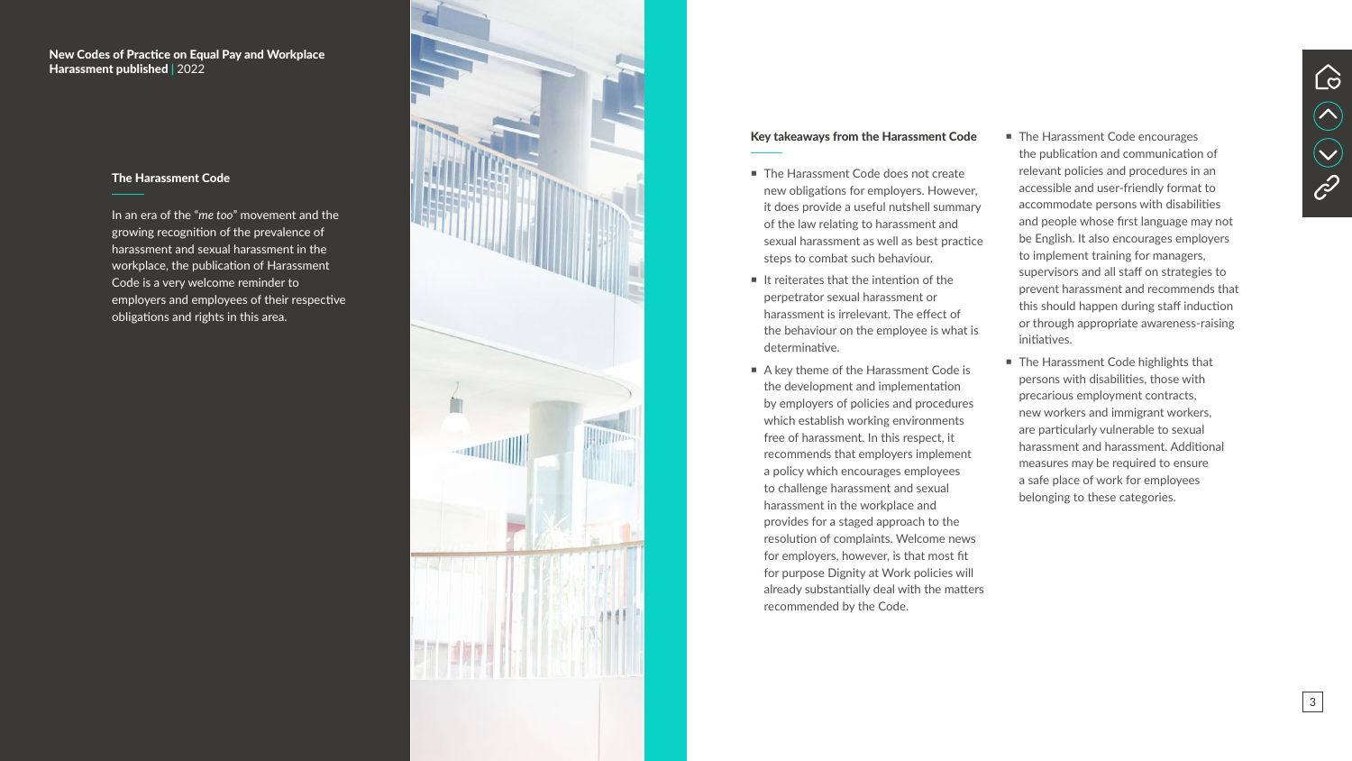## The Harassment Code

In an era of the "*me too*" movement and the growing recognition of the prevalence of harassment and sexual harassment in the workplace, the publication of Harassment Code is a very welcome reminder to employers and employees of their respective obligations and rights in this area.

### Key takeaways from the Harassment Code

- The Harassment Code does not create new obligations for employers. However, it does provide a useful nutshell summary of the law relating to harassment and sexual harassment as well as best practice steps to combat such behaviour.
- It reiterates that the intention of the perpetrator sexual harassment or harassment is irrelevant. The effect of the behaviour on the employee is what is determinative.
- A key theme of the Harassment Code is the development and implementation by employers of policies and procedures which establish working environments free of harassment. In this respect, it recommends that employers implement a policy which encourages employees to challenge harassment and sexual harassment in the workplace and provides for a staged approach to the resolution of complaints. Welcome news for employers, however, is that most fit for purpose Dignity at Work policies will already substantially deal with the matters recommended by the Code.
- The Harassment Code encourages the publication and communication of relevant policies and procedures in an accessible and user-friendly format to accommodate persons with disabilities and people whose first language may not be English. It also encourages employers to implement training for managers, supervisors and all staff on strategies to prevent harassment and recommends that this should happen during staff induction or through appropriate awareness-raising initiatives.
- The Harassment Code highlights that persons with disabilities, those with precarious employment contracts, new workers and immigrant workers, are particularly vulnerable to sexual harassment and harassment. Additional measures may be required to ensure a safe place of work for employees belonging to these categories.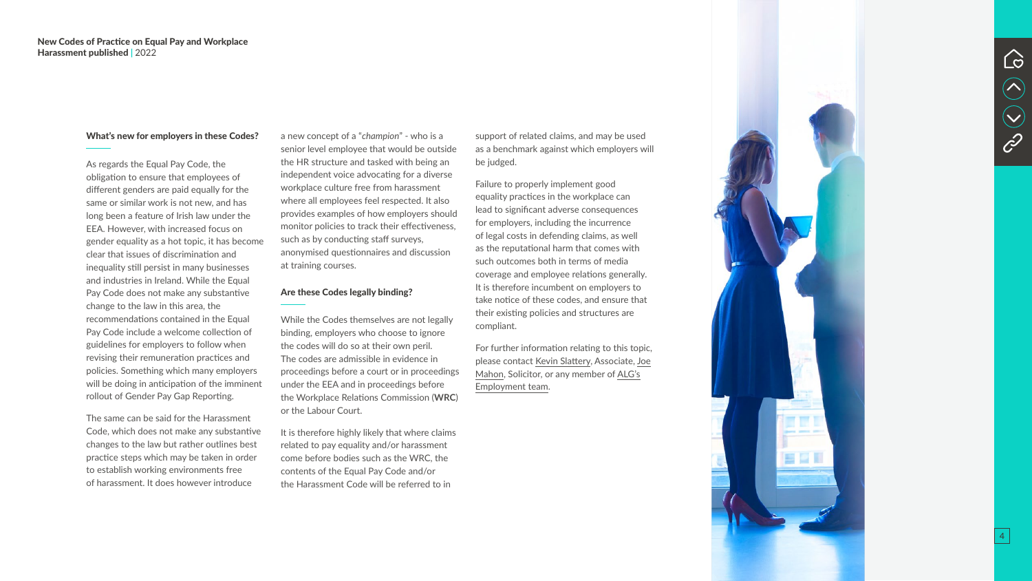### What's new for employers in these Codes?

As regards the Equal Pay Code, the obligation to ensure that employees of different genders are paid equally for the same or similar work is not new, and has long been a feature of Irish law under the EEA. However, with increased focus on gender equality as a hot topic, it has become clear that issues of discrimination and inequality still persist in many businesses and industries in Ireland. While the Equal Pay Code does not make any substantive change to the law in this area, the recommendations contained in the Equal Pay Code include a welcome collection of guidelines for employers to follow when revising their remuneration practices and policies. Something which many employers will be doing in anticipation of the imminent rollout of Gender Pay Gap Reporting.

The same can be said for the Harassment Code, which does not make any substantive changes to the law but rather outlines best practice steps which may be taken in order to establish working environments free of harassment. It does however introduce a new concept of a "*champion*" - who is a senior level employee that would be outside the HR structure and tasked with being an independent voice advocating for a diverse workplace culture free from harassment where all employees feel respected. It also provides examples of how employers should monitor policies to track their effectiveness, such as by conducting staff surveys, anonymised questionnaires and discussion at training courses.

### Are these Codes legally binding?

While the Codes themselves are not legally binding, employers who choose to ignore the codes will do so at their own peril. The codes are admissible in evidence in proceedings before a court or in proceedings under the EEA and in proceedings before the Workplace Relations Commission (**WRC**) or the Labour Court.

It is therefore highly likely that where claims related to pay equality and/or harassment come before bodies such as the WRC, the contents of the Equal Pay Code and/or the Harassment Code will be referred to in support of related claims, and may be used as a benchmark against which employers will be judged.

Failure to properly implement good equality practices in the workplace can lead to significant adverse consequences for employers, including the incurrence of legal costs in defending claims, as well as the reputational harm that comes with such outcomes both in terms of media coverage and employee relations generally. It is therefore incumbent on employers to take notice of these codes, and ensure that their existing policies and structures are compliant.

For further information relating to this topic, please contact Kevin Slattery, Associate, Joe Mahon, Solicitor, or any member of ALG's Employment team.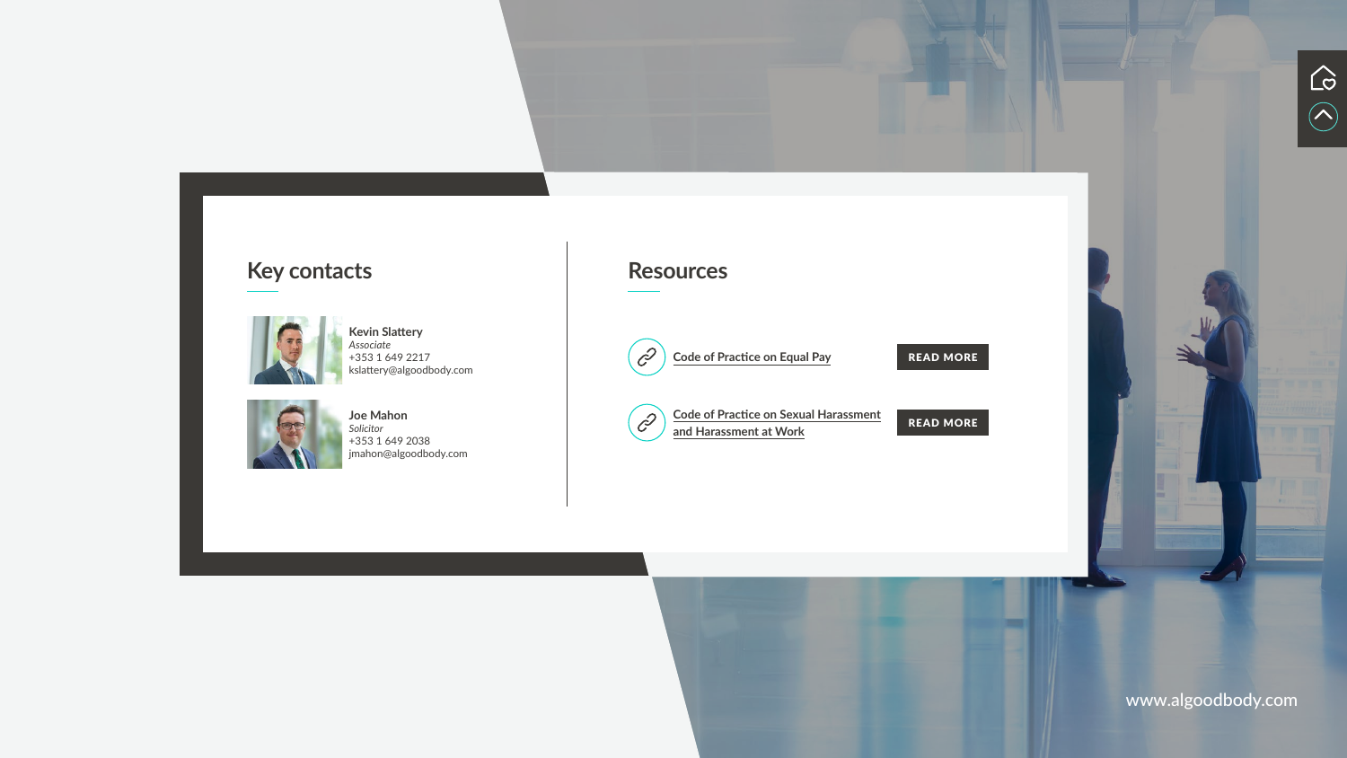## Key contacts

**Kevin Slattery**
*Associate*
+353 1 649 2217
kslattery@algoodbody.com

**Joe Mahon**
*Solicitor*
+353 1 649 2038
jmahon@algoodbody.com

## Resources

- Code of Practice on Equal Pay — READ MORE
- Code of Practice on Sexual Harassment and Harassment at Work — READ MORE

www.algoodbody.com